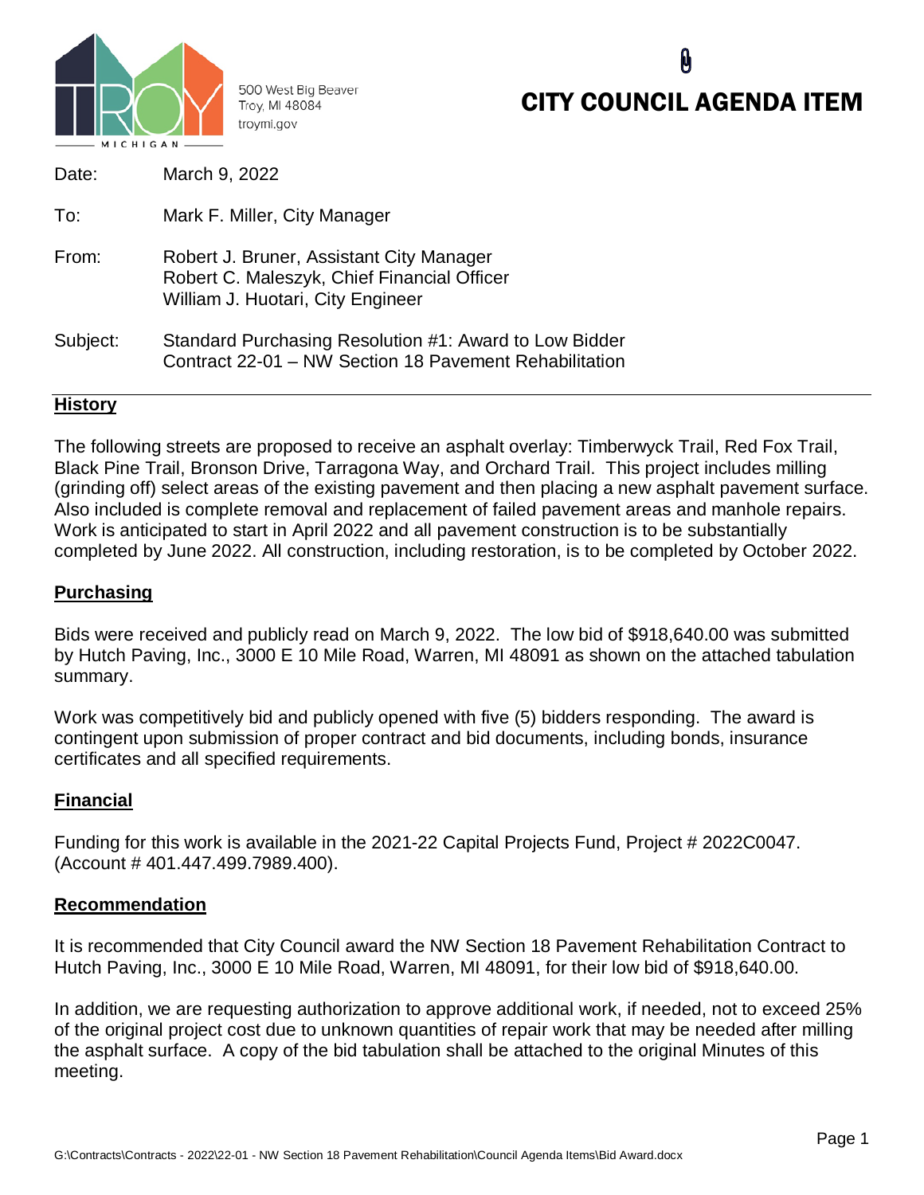500 West Big Beaver
Troy, MI 48084
troymi.gov

# CITY COUNCIL AGENDA ITEM

Date: March 9, 2022

To: Mark F. Miller, City Manager

From: Robert J. Bruner, Assistant City Manager
Robert C. Maleszyk, Chief Financial Officer
William J. Huotari, City Engineer

Subject: Standard Purchasing Resolution #1: Award to Low Bidder
Contract 22-01 – NW Section 18 Pavement Rehabilitation

## History

The following streets are proposed to receive an asphalt overlay: Timberwyck Trail, Red Fox Trail, Black Pine Trail, Bronson Drive, Tarragona Way, and Orchard Trail. This project includes milling (grinding off) select areas of the existing pavement and then placing a new asphalt pavement surface. Also included is complete removal and replacement of failed pavement areas and manhole repairs. Work is anticipated to start in April 2022 and all pavement construction is to be substantially completed by June 2022. All construction, including restoration, is to be completed by October 2022.

## Purchasing

Bids were received and publicly read on March 9, 2022. The low bid of $918,640.00 was submitted by Hutch Paving, Inc., 3000 E 10 Mile Road, Warren, MI 48091 as shown on the attached tabulation summary.

Work was competitively bid and publicly opened with five (5) bidders responding. The award is contingent upon submission of proper contract and bid documents, including bonds, insurance certificates and all specified requirements.

## Financial

Funding for this work is available in the 2021-22 Capital Projects Fund, Project # 2022C0047. (Account # 401.447.499.7989.400).

## Recommendation

It is recommended that City Council award the NW Section 18 Pavement Rehabilitation Contract to Hutch Paving, Inc., 3000 E 10 Mile Road, Warren, MI 48091, for their low bid of $918,640.00.

In addition, we are requesting authorization to approve additional work, if needed, not to exceed 25% of the original project cost due to unknown quantities of repair work that may be needed after milling the asphalt surface. A copy of the bid tabulation shall be attached to the original Minutes of this meeting.

G:\Contracts\Contracts - 2022\22-01 - NW Section 18 Pavement Rehabilitation\Council Agenda Items\Bid Award.docx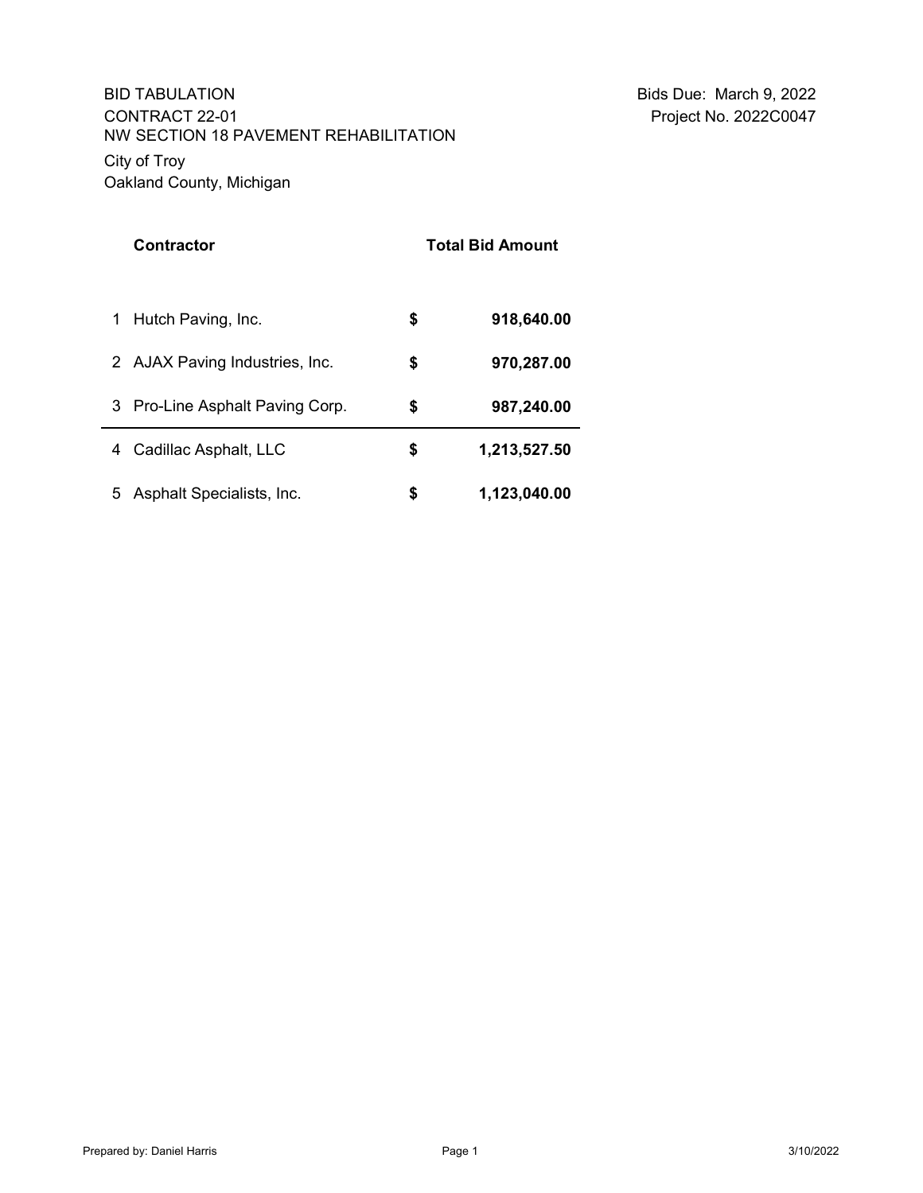BID TABULATION
CONTRACT 22-01
NW SECTION 18 PAVEMENT REHABILITATION
City of Troy
Oakland County, Michigan

Bids Due: March 9, 2022
Project No. 2022C0047

| | Contractor | Total Bid Amount |
|---|---|---|
| 1 | Hutch Paving, Inc. | **$ 918,640.00** |
| 2 | AJAX Paving Industries, Inc. | **$ 970,287.00** |
| 3 | Pro-Line Asphalt Paving Corp. | **$ 987,240.00** |
| 4 | Cadillac Asphalt, LLC | **$ 1,213,527.50** |
| 5 | Asphalt Specialists, Inc. | **$ 1,123,040.00** |

Prepared by: Daniel Harris

3/10/2022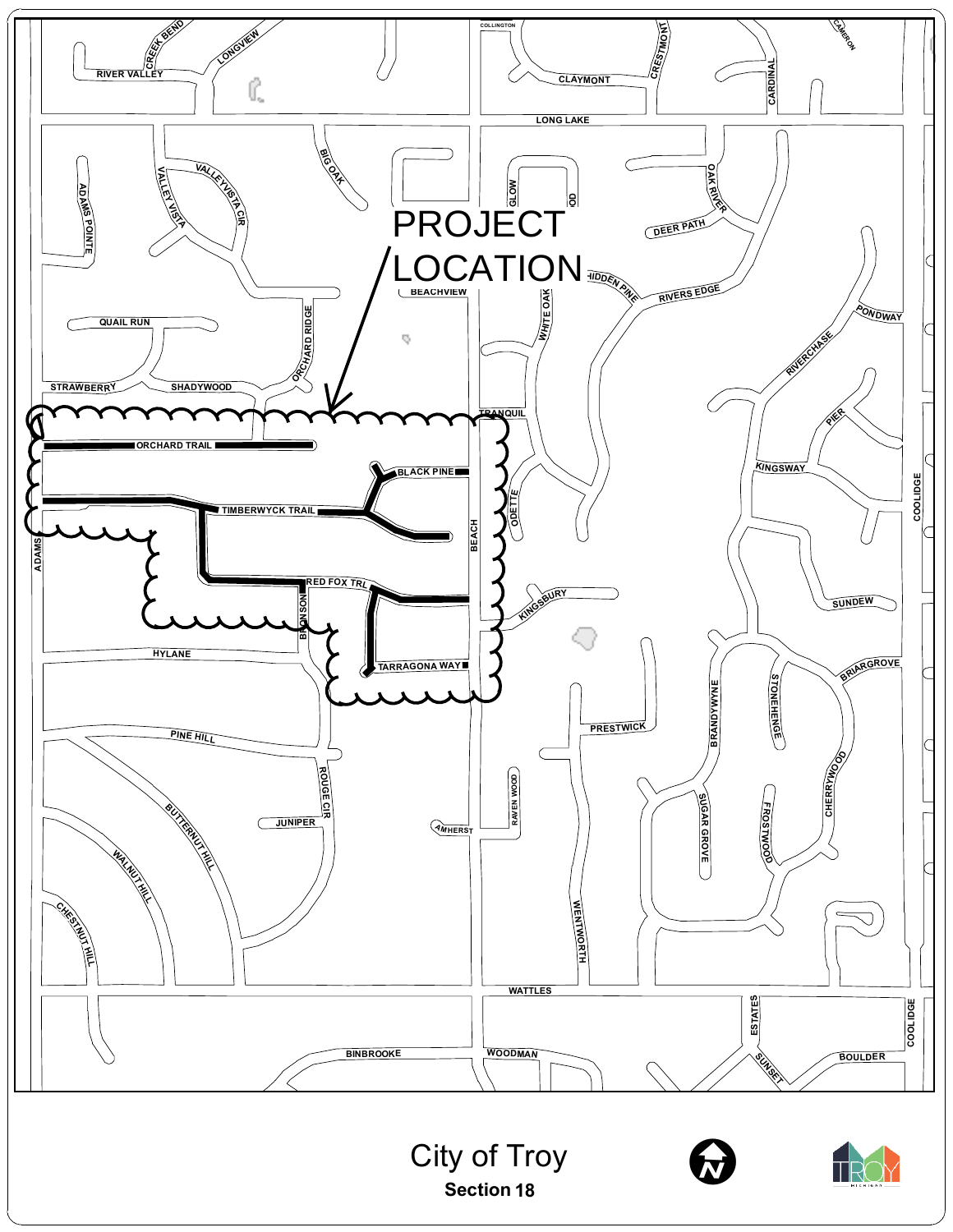PROJECT LOCATION

RIVER VALLEY
CREEK BEND
LONGVIEW
COLLINGTON
CLAYMONT
CRESTMONT
CARDINAL
CAMERON
LONG LAKE
ADAMS POINTE
VALLEY VISTA
VALLEYVISTA CIR
BIG OAK
GLOW
OD
OAK RIVER
DEER PATH
HIDDEN PINE
RIVERS EDGE
BEACHVIEW
WHITE OAK
PONDWAY
QUAIL RUN
ORCHARD RIDGE
RIVERCHASE
STRAWBERRY
SHADYWOOD
TRANQUIL
PIER
ORCHARD TRAIL
BLACK PINE
KINGSWAY
COOLIDGE
TIMBERWYCK TRAIL
ODETTE
BEACH
ADAMS
RED FOX TRL
KINGSBURY
SUNDEW
BRONSON
HYLANE
TARRAGONA WAY
BRIARGROVE
STONEHENGE
BRANDYWYNE
PRESTWICK
PINE HILL
ROUGE CIR
RAVEN WOOD
CHERRYWOOD
JUNIPER
AMHERST
SUGAR GROVE
FROSTWOOD
BUTTERNUT HILL
WALNUT HILL
CHESTNUT HILL
WENTWORTH
WATTLES
ESTATES
COOLIDGE
BINBROOKE
WOODMAN
SUNSET
BOULDER

City of Troy

**Section 18**

TROY MICHIGAN